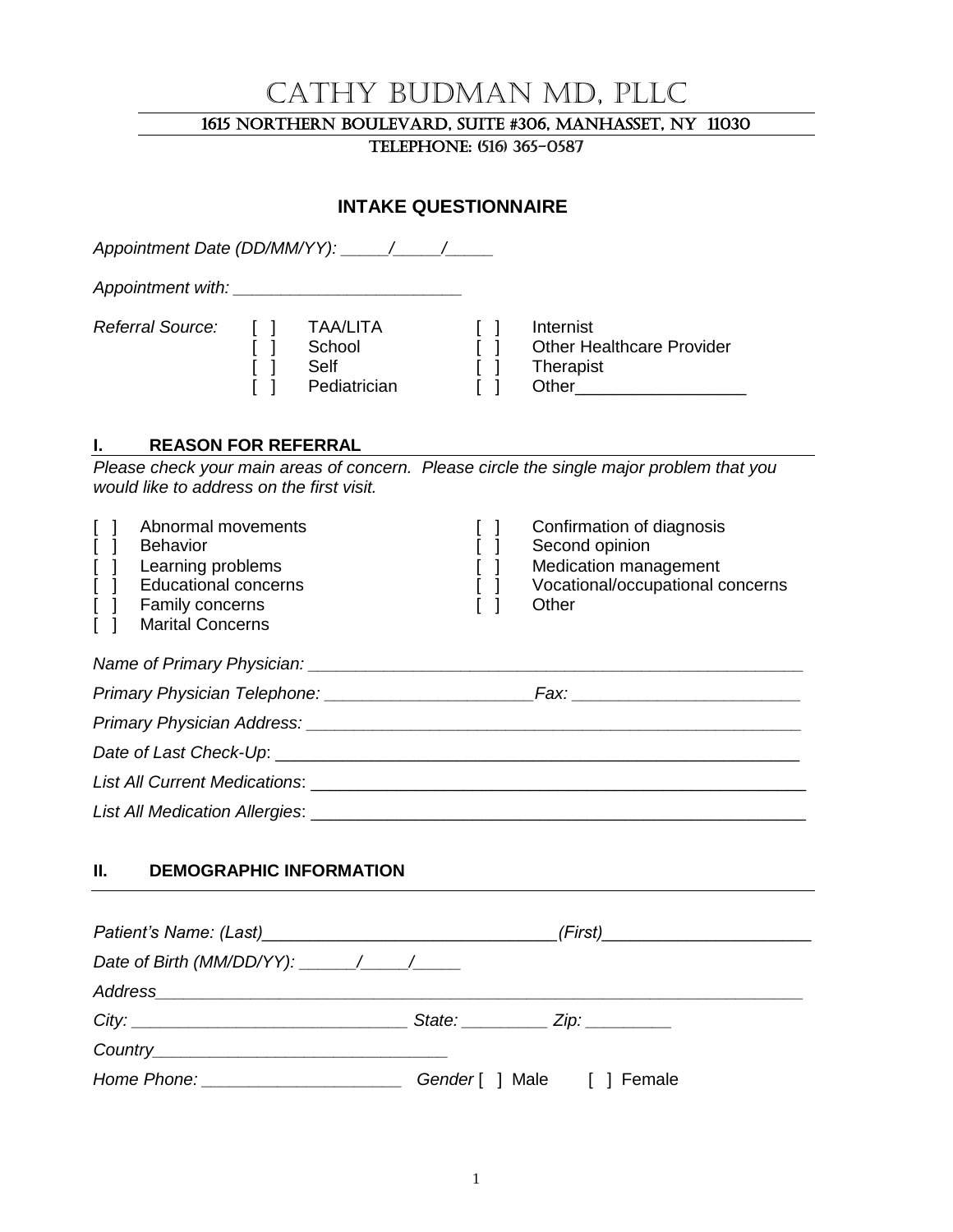# CATHY BUDMAN MD, PLLC

1615 NORTHERN BOULEVARD, SUITE #306, MANHASSET, NY 11030

TELEPHONE: (516) 365-0587

## INTAKE QUESTIONNAIRE

*Appointment Date (DD/MM/YY):* _____/_____/_____

*Appointment with:* ________________________

*Referral Source:*

[ ] TAA/LITA
[ ] School
[ ] Self
[ ] Pediatrician
[ ] Internist
[ ] Other Healthcare Provider
[ ] Therapist
[ ] Other__________________

### I. REASON FOR REFERRAL

*Please check your main areas of concern. Please circle the single major problem that you would like to address on the first visit.*

[ ] Abnormal movements
[ ] Behavior
[ ] Learning problems
[ ] Educational concerns
[ ] Family concerns
[ ] Marital Concerns
[ ] Confirmation of diagnosis
[ ] Second opinion
[ ] Medication management
[ ] Vocational/occupational concerns
[ ] Other

*Name of Primary Physician:* ______________________________________________________

*Primary Physician Telephone:* ______________________ *Fax:* ________________________

*Primary Physician Address:* _______________________________________________________

*Date of Last Check-Up*: ___________________________________________________________

*List All Current Medications*: ______________________________________________________

*List All Medication Allergies*: _____________________________________________________

### II. DEMOGRAPHIC INFORMATION

*Patient's Name: (Last)*______________________________*(First)*_____________________

*Date of Birth (MM/DD/YY):* ______/_____/_____

*Address*_________________________________________________________________________

*City:* _____________________________ *State:* _________ *Zip:* _________

*Country*________________________________

*Home Phone:* _____________________ *Gender* [ ] Male [ ] Female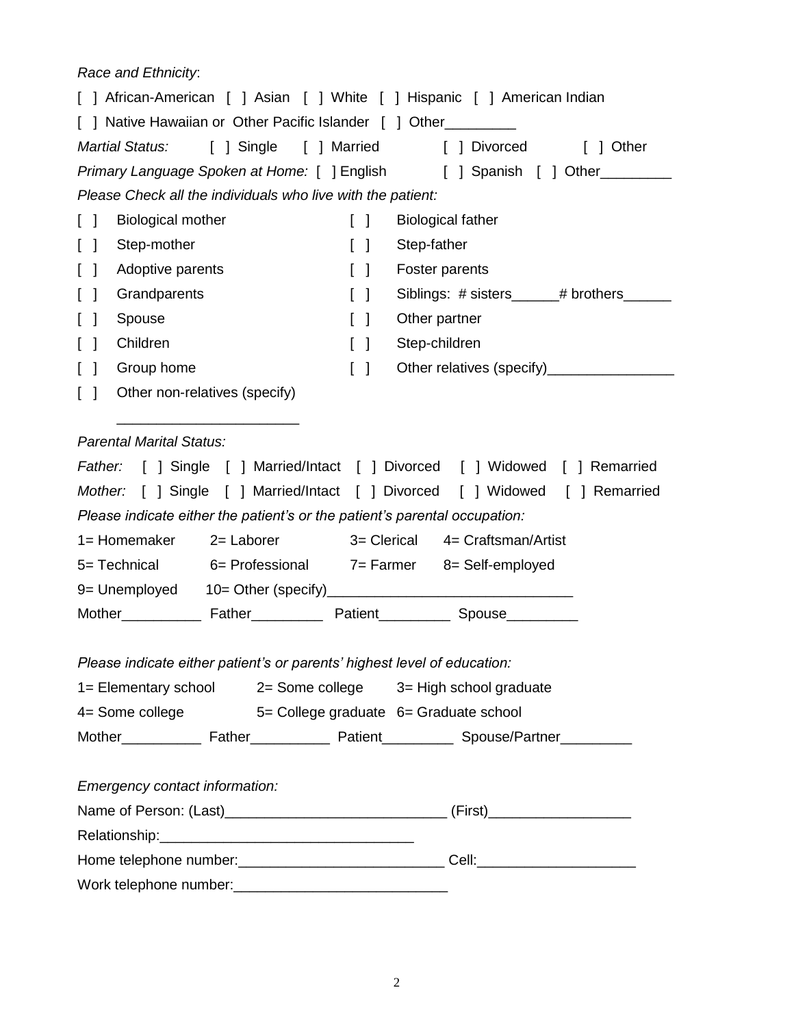*Race and Ethnicity*:

[ ] African-American [ ] Asian [ ] White [ ] Hispanic [ ] American Indian

[ ] Native Hawaiian or Other Pacific Islander [ ] Other_________

*Martial Status:* [ ] Single [ ] Married [ ] Divorced [ ] Other

*Primary Language Spoken at Home:* [ ] English [ ] Spanish [ ] Other_________

*Please Check all the individuals who live with the patient:*

| | | | |
|---|---|---|---|
| [ ] | Biological mother | [ ] | Biological father |
| [ ] | Step-mother | [ ] | Step-father |
| [ ] | Adoptive parents | [ ] | Foster parents |
| [ ] | Grandparents | [ ] | Siblings: # sisters______# brothers______ |
| [ ] | Spouse | [ ] | Other partner |
| [ ] | Children | [ ] | Step-children |
| [ ] | Group home | [ ] | Other relatives (specify)________________ |
| [ ] | Other non-relatives (specify) _______________________ | | |

*Parental Marital Status:*

*Father:* [ ] Single [ ] Married/Intact [ ] Divorced [ ] Widowed [ ] Remarried

*Mother:* [ ] Single [ ] Married/Intact [ ] Divorced [ ] Widowed [ ] Remarried

*Please indicate either the patient's or the patient's parental occupation:*

1= Homemaker 2= Laborer 3= Clerical 4= Craftsman/Artist

5= Technical 6= Professional 7= Farmer 8= Self-employed

9= Unemployed 10= Other (specify)______________________________

Mother__________ Father_________ Patient_________ Spouse_________

*Please indicate either patient's or parents' highest level of education:*

1= Elementary school 2= Some college 3= High school graduate

4= Some college 5= College graduate 6= Graduate school

Mother__________ Father__________ Patient_________ Spouse/Partner_________

*Emergency contact information:*

Name of Person: (Last)___________________________ (First)_________________

Relationship:________________________________

Home telephone number:__________________________ Cell:___________________

Work telephone number:___________________________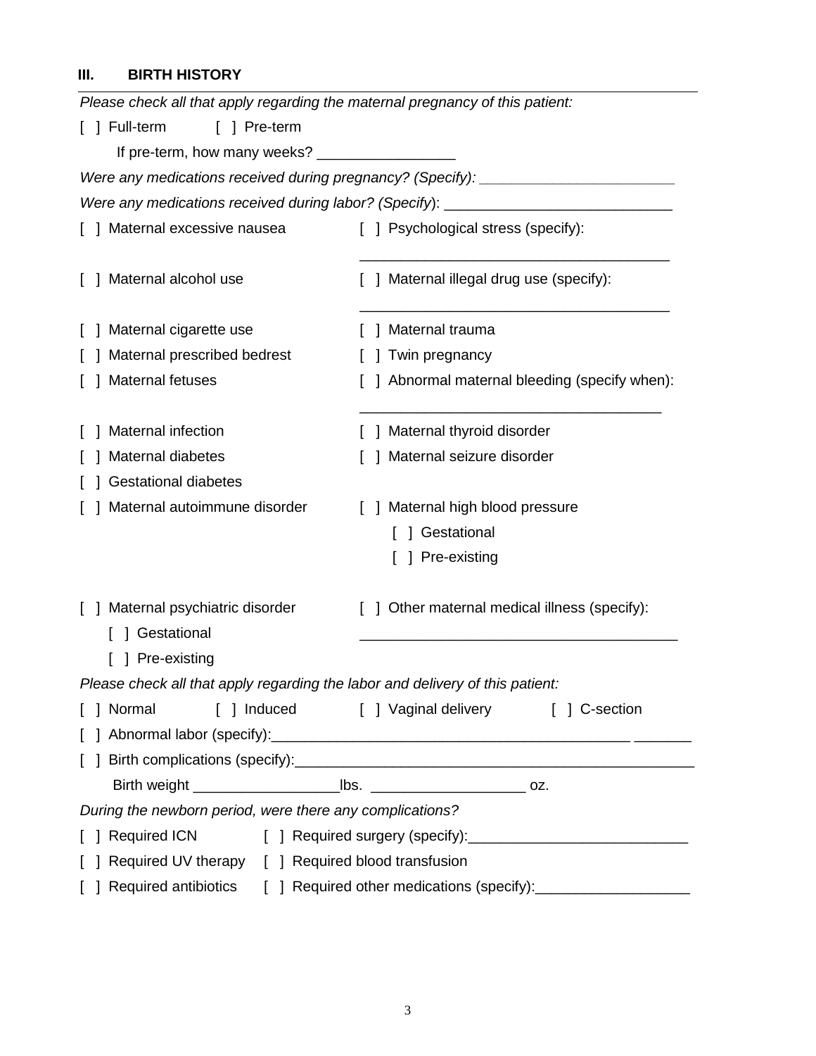### III. BIRTH HISTORY

*Please check all that apply regarding the maternal pregnancy of this patient:*

[ ] Full-term [ ] Pre-term

If pre-term, how many weeks? ________________

*Were any medications received during pregnancy? (Specify):* ________________________

*Were any medications received during labor? (Specify)*: ___________________________

[ ] Maternal excessive nausea

[ ] Psychological stress (specify): _____________________________________

[ ] Maternal alcohol use

[ ] Maternal illegal drug use (specify): _____________________________________

[ ] Maternal cigarette use

[ ] Maternal trauma

[ ] Maternal prescribed bedrest

[ ] Twin pregnancy

[ ] Maternal fetuses

[ ] Abnormal maternal bleeding (specify when): ___________________________________

[ ] Maternal infection

[ ] Maternal thyroid disorder

[ ] Maternal diabetes

[ ] Maternal seizure disorder

[ ] Gestational diabetes

[ ] Maternal autoimmune disorder

[ ] Maternal high blood pressure
- [ ] Gestational
- [ ] Pre-existing

[ ] Maternal psychiatric disorder
- [ ] Gestational
- [ ] Pre-existing

[ ] Other maternal medical illness (specify): _______________________________________

*Please check all that apply regarding the labor and delivery of this patient:*

[ ] Normal [ ] Induced [ ] Vaginal delivery [ ] C-section

[ ] Abnormal labor (specify):____________________________________________ _______

[ ] Birth complications (specify):_________________________________________________

Birth weight _________________lbs. __________________ oz.

*During the newborn period, were there any complications?*

[ ] Required ICN [ ] Required surgery (specify):__________________________

[ ] Required UV therapy [ ] Required blood transfusion

[ ] Required antibiotics [ ] Required other medications (specify):__________________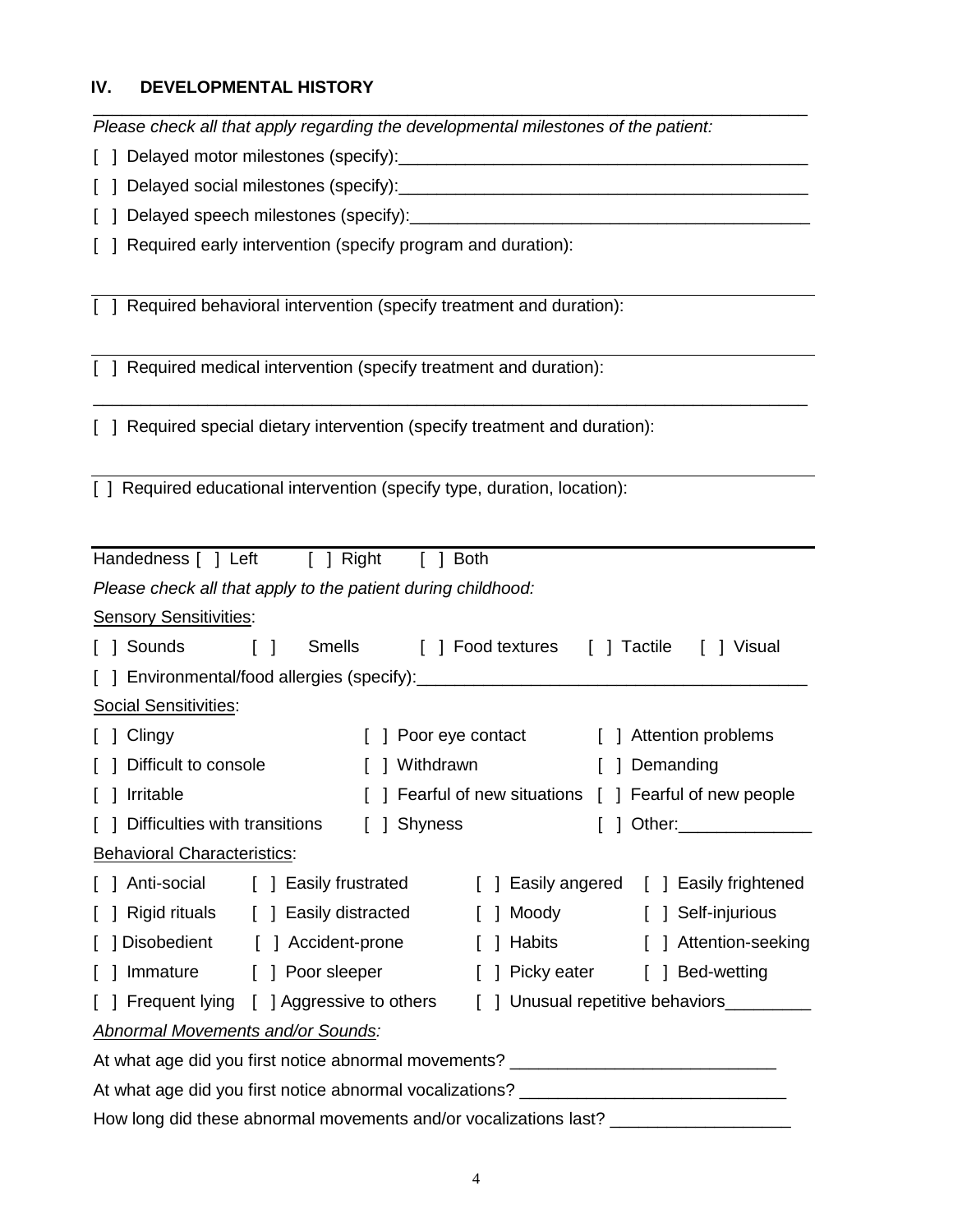## IV. DEVELOPMENTAL HISTORY

*Please check all that apply regarding the developmental milestones of the patient:*

[ ] Delayed motor milestones (specify):___________________________________________

[ ] Delayed social milestones (specify):___________________________________________

[ ] Delayed speech milestones (specify):__________________________________________

[ ] Required early intervention (specify program and duration):

_______________________________________________________________________________

[ ] Required behavioral intervention (specify treatment and duration):

_______________________________________________________________________________

[ ] Required medical intervention (specify treatment and duration):

_______________________________________________________________________________

[ ] Required special dietary intervention (specify treatment and duration):

_______________________________________________________________________________

[ ] Required educational intervention (specify type, duration, location):

_______________________________________________________________________________

Handedness [ ] Left [ ] Right [ ] Both

*Please check all that apply to the patient during childhood:*

<u>Sensory Sensitivities</u>:

[ ] Sounds [ ] Smells [ ] Food textures [ ] Tactile [ ] Visual

[ ] Environmental/food allergies (specify):_________________________________________

<u>Social Sensitivities</u>:

| | | |
|---|---|---|
| [ ] Clingy | [ ] Poor eye contact | [ ] Attention problems |
| [ ] Difficult to console | [ ] Withdrawn | [ ] Demanding |
| [ ] Irritable | [ ] Fearful of new situations | [ ] Fearful of new people |
| [ ] Difficulties with transitions | [ ] Shyness | [ ] Other:______________ |

<u>Behavioral Characteristics</u>:

| | | | |
|---|---|---|---|
| [ ] Anti-social | [ ] Easily frustrated | [ ] Easily angered | [ ] Easily frightened |
| [ ] Rigid rituals | [ ] Easily distracted | [ ] Moody | [ ] Self-injurious |
| [ ] Disobedient | [ ] Accident-prone | [ ] Habits | [ ] Attention-seeking |
| [ ] Immature | [ ] Poor sleeper | [ ] Picky eater | [ ] Bed-wetting |
| [ ] Frequent lying | [ ] Aggressive to others | [ ] Unusual repetitive behaviors_________ | |

*<u>Abnormal Movements and/or Sounds</u>:*

At what age did you first notice abnormal movements? ___________________________

At what age did you first notice abnormal vocalizations? ___________________________

How long did these abnormal movements and/or vocalizations last? ___________________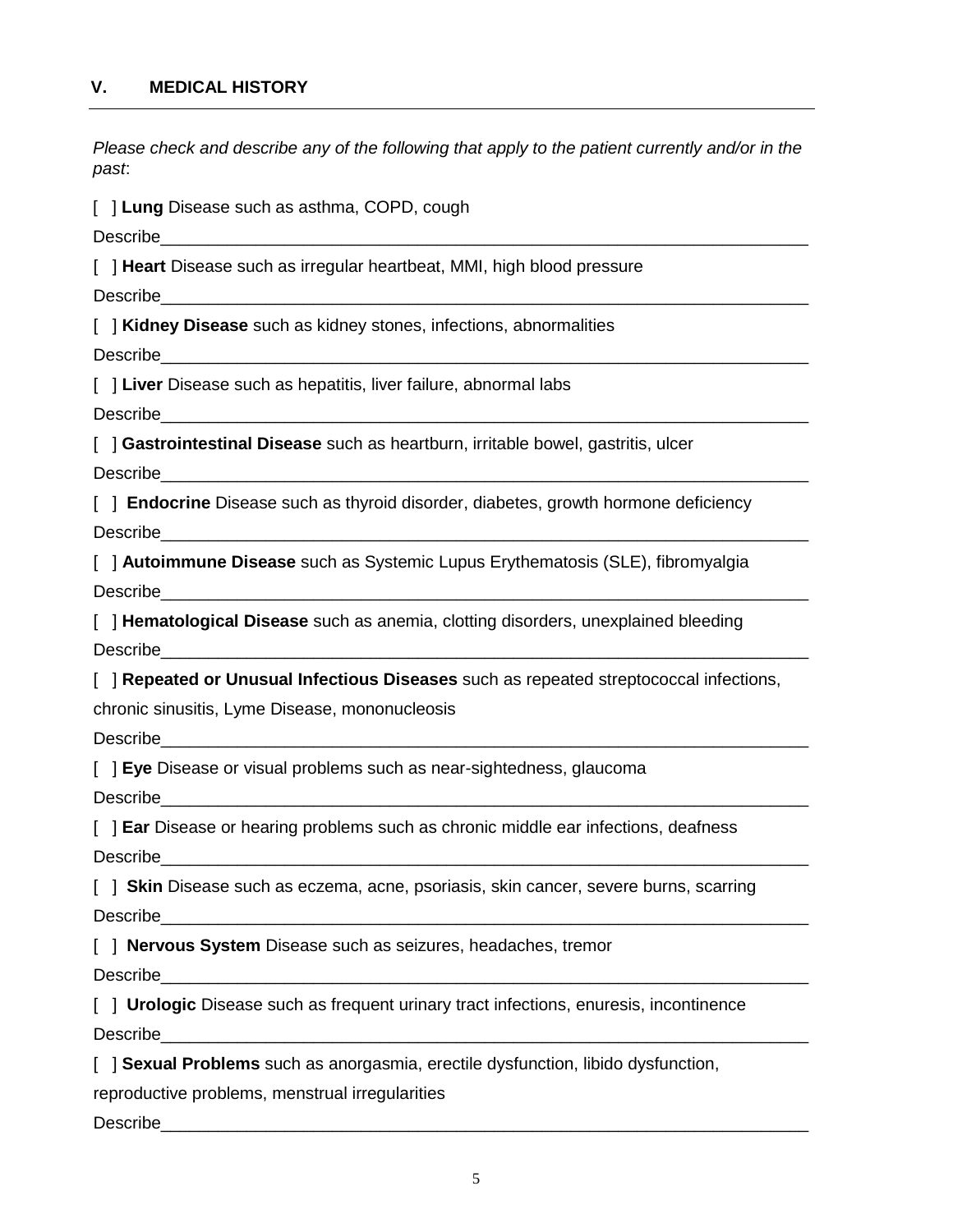## V. MEDICAL HISTORY

*Please check and describe any of the following that apply to the patient currently and/or in the past*:

[ ] **Lung** Disease such as asthma, COPD, cough

Describe_______________________________________________________________________

[ ] **Heart** Disease such as irregular heartbeat, MMI, high blood pressure

Describe_______________________________________________________________________

[ ] **Kidney Disease** such as kidney stones, infections, abnormalities

Describe_______________________________________________________________________

[ ] **Liver** Disease such as hepatitis, liver failure, abnormal labs

Describe_______________________________________________________________________

[ ] **Gastrointestinal Disease** such as heartburn, irritable bowel, gastritis, ulcer

Describe_______________________________________________________________________

[ ] **Endocrine** Disease such as thyroid disorder, diabetes, growth hormone deficiency

Describe_______________________________________________________________________

[ ] **Autoimmune Disease** such as Systemic Lupus Erythematosis (SLE), fibromyalgia

Describe_______________________________________________________________________

[ ] **Hematological Disease** such as anemia, clotting disorders, unexplained bleeding

Describe_______________________________________________________________________

[ ] **Repeated or Unusual Infectious Diseases** such as repeated streptococcal infections, chronic sinusitis, Lyme Disease, mononucleosis

Describe_______________________________________________________________________

[ ] **Eye** Disease or visual problems such as near-sightedness, glaucoma

Describe_______________________________________________________________________

[ ] **Ear** Disease or hearing problems such as chronic middle ear infections, deafness

Describe_______________________________________________________________________

[ ] **Skin** Disease such as eczema, acne, psoriasis, skin cancer, severe burns, scarring

Describe_______________________________________________________________________

[ ] **Nervous System** Disease such as seizures, headaches, tremor

Describe_______________________________________________________________________

[ ] **Urologic** Disease such as frequent urinary tract infections, enuresis, incontinence

Describe_______________________________________________________________________

[ ] **Sexual Problems** such as anorgasmia, erectile dysfunction, libido dysfunction, reproductive problems, menstrual irregularities

Describe_______________________________________________________________________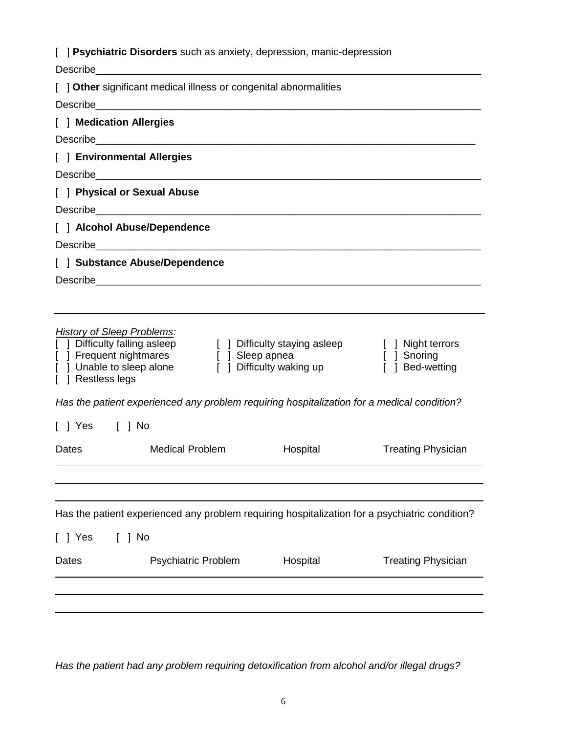[ ] **Psychiatric Disorders** such as anxiety, depression, manic-depression

Describe_______________________________________________________________________

[ ] **Other** significant medical illness or congenital abnormalities

Describe_______________________________________________________________________

[ ] **Medication Allergies**

Describe_______________________________________________________________________

[ ] **Environmental Allergies**

Describe_______________________________________________________________________

[ ] **Physical or Sexual Abuse**

Describe_______________________________________________________________________

[ ] **Alcohol Abuse/Dependence**

Describe_______________________________________________________________________

[ ] **Substance Abuse/Dependence**

Describe_______________________________________________________________________

---

*History of Sleep Problems:*

[ ] Difficulty falling asleep
[ ] Difficulty staying asleep
[ ] Night terrors
[ ] Frequent nightmares
[ ] Sleep apnea
[ ] Snoring
[ ] Unable to sleep alone
[ ] Difficulty waking up
[ ] Bed-wetting
[ ] Restless legs

*Has the patient experienced any problem requiring hospitalization for a medical condition?*

[ ] Yes [ ] No

| Dates | Medical Problem | Hospital | Treating Physician |
|---|---|---|---|
| | | | |
| | | | |
| | | | |

Has the patient experienced any problem requiring hospitalization for a psychiatric condition?

[ ] Yes [ ] No

| Dates | Psychiatric Problem | Hospital | Treating Physician |
|---|---|---|---|
| | | | |
| | | | |
| | | | |

*Has the patient had any problem requiring detoxification from alcohol and/or illegal drugs?*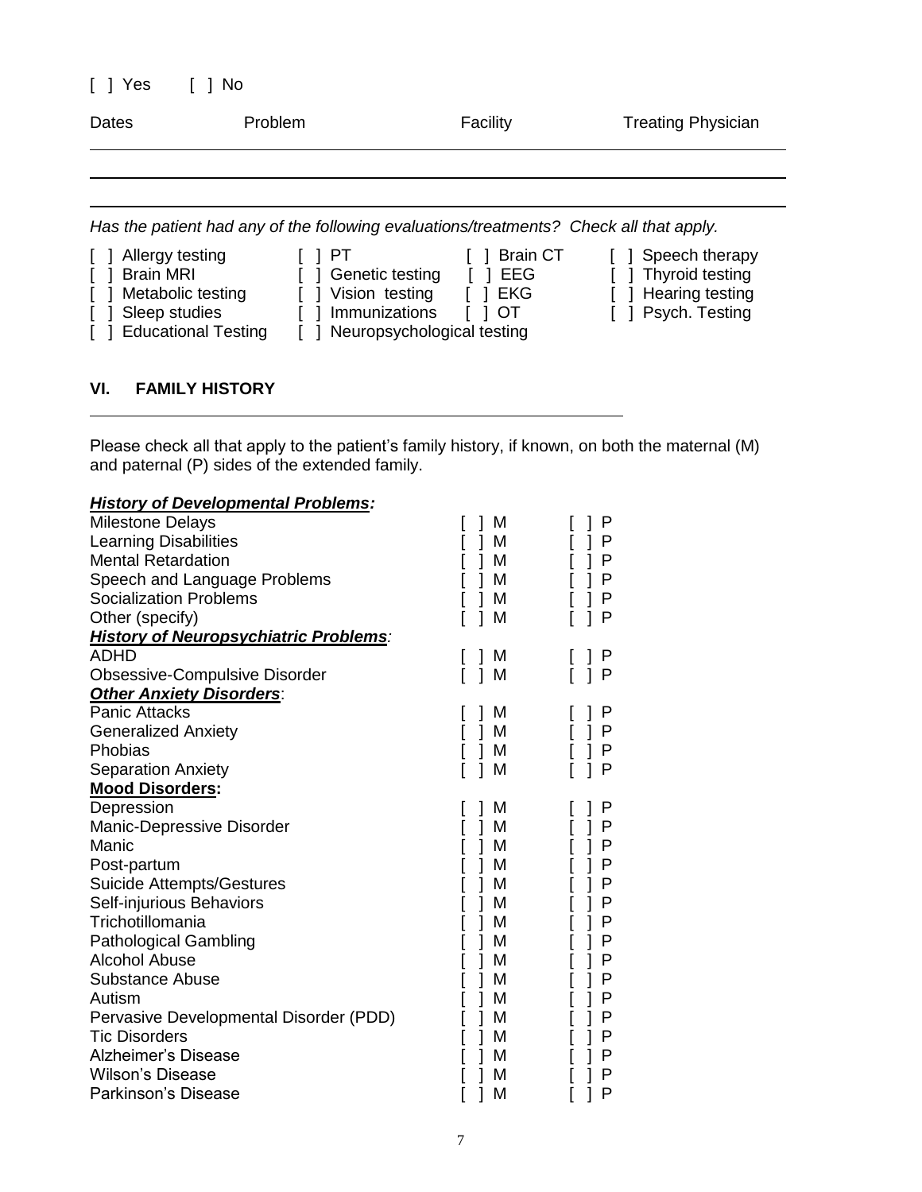[ ] Yes [ ] No

| Dates | Problem | Facility | Treating Physician |
|---|---|---|---|
| | | | |
| | | | |

*Has the patient had any of the following evaluations/treatments? Check all that apply.*

| | | | |
|---|---|---|---|
| [ ] Allergy testing | [ ] PT | [ ] Brain CT | [ ] Speech therapy |
| [ ] Brain MRI | [ ] Genetic testing | [ ] EEG | [ ] Thyroid testing |
| [ ] Metabolic testing | [ ] Vision testing | [ ] EKG | [ ] Hearing testing |
| [ ] Sleep studies | [ ] Immunizations | [ ] OT | [ ] Psych. Testing |
| [ ] Educational Testing | [ ] Neuropsychological testing | | |

## VI. FAMILY HISTORY

Please check all that apply to the patient's family history, if known, on both the maternal (M) and paternal (P) sides of the extended family.

| | | |
|---|---|---|
| ***History of Developmental Problems:*** | | |
| Milestone Delays | [ ] M | [ ] P |
| Learning Disabilities | [ ] M | [ ] P |
| Mental Retardation | [ ] M | [ ] P |
| Speech and Language Problems | [ ] M | [ ] P |
| Socialization Problems | [ ] M | [ ] P |
| Other (specify) | [ ] M | [ ] P |
| ***History of Neuropsychiatric Problems:*** | | |
| ADHD | [ ] M | [ ] P |
| Obsessive-Compulsive Disorder | [ ] M | [ ] P |
| ***Other Anxiety Disorders***: | | |
| Panic Attacks | [ ] M | [ ] P |
| Generalized Anxiety | [ ] M | [ ] P |
| Phobias | [ ] M | [ ] P |
| Separation Anxiety | [ ] M | [ ] P |
| **Mood Disorders:** | | |
| Depression | [ ] M | [ ] P |
| Manic-Depressive Disorder | [ ] M | [ ] P |
| Manic | [ ] M | [ ] P |
| Post-partum | [ ] M | [ ] P |
| Suicide Attempts/Gestures | [ ] M | [ ] P |
| Self-injurious Behaviors | [ ] M | [ ] P |
| Trichotillomania | [ ] M | [ ] P |
| Pathological Gambling | [ ] M | [ ] P |
| Alcohol Abuse | [ ] M | [ ] P |
| Substance Abuse | [ ] M | [ ] P |
| Autism | [ ] M | [ ] P |
| Pervasive Developmental Disorder (PDD) | [ ] M | [ ] P |
| Tic Disorders | [ ] M | [ ] P |
| Alzheimer's Disease | [ ] M | [ ] P |
| Wilson's Disease | [ ] M | [ ] P |
| Parkinson's Disease | [ ] M | [ ] P |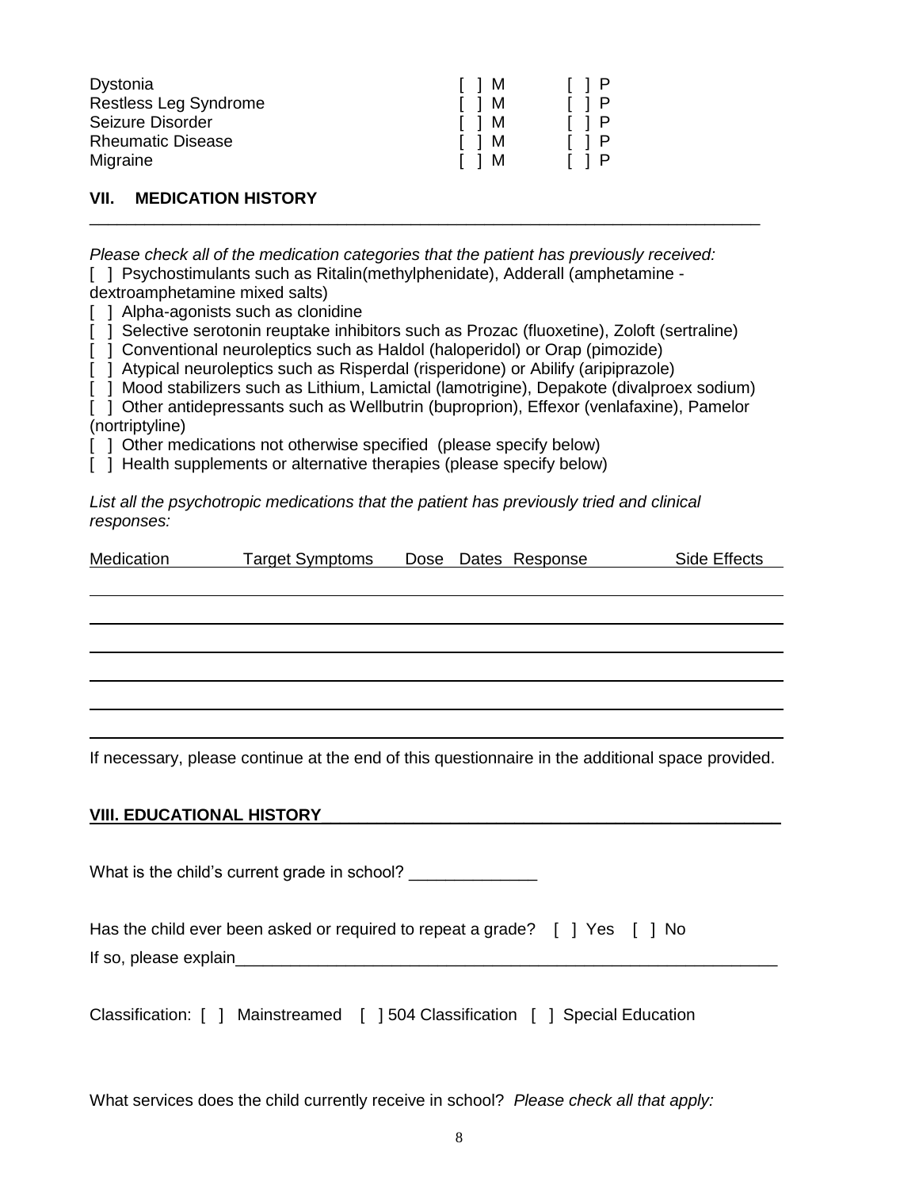| | | |
|---|---|---|
| Dystonia | [ ] M | [ ] P |
| Restless Leg Syndrome | [ ] M | [ ] P |
| Seizure Disorder | [ ] M | [ ] P |
| Rheumatic Disease | [ ] M | [ ] P |
| Migraine | [ ] M | [ ] P |

## VII. MEDICATION HISTORY

*Please check all of the medication categories that the patient has previously received:*

[ ] Psychostimulants such as Ritalin(methylphenidate), Adderall (amphetamine - dextroamphetamine mixed salts)

[ ] Alpha-agonists such as clonidine

[ ] Selective serotonin reuptake inhibitors such as Prozac (fluoxetine), Zoloft (sertraline)

[ ] Conventional neuroleptics such as Haldol (haloperidol) or Orap (pimozide)

[ ] Atypical neuroleptics such as Risperdal (risperidone) or Abilify (aripiprazole)

[ ] Mood stabilizers such as Lithium, Lamictal (lamotrigine), Depakote (divalproex sodium)

[ ] Other antidepressants such as Wellbutrin (buproprion), Effexor (venlafaxine), Pamelor (nortriptyline)

[ ] Other medications not otherwise specified (please specify below)

[ ] Health supplements or alternative therapies (please specify below)

*List all the psychotropic medications that the patient has previously tried and clinical responses:*

| Medication | Target Symptoms | Dose | Dates | Response | Side Effects |
|---|---|---|---|---|---|
| | | | | | |
| | | | | | |
| | | | | | |
| | | | | | |
| | | | | | |
| | | | | | |

If necessary, please continue at the end of this questionnaire in the additional space provided.

## VIII. EDUCATIONAL HISTORY

What is the child's current grade in school? ______________

Has the child ever been asked or required to repeat a grade? [ ] Yes [ ] No

If so, please explain_______________________________________________________________

Classification: [ ] Mainstreamed [ ] 504 Classification [ ] Special Education

What services does the child currently receive in school? *Please check all that apply:*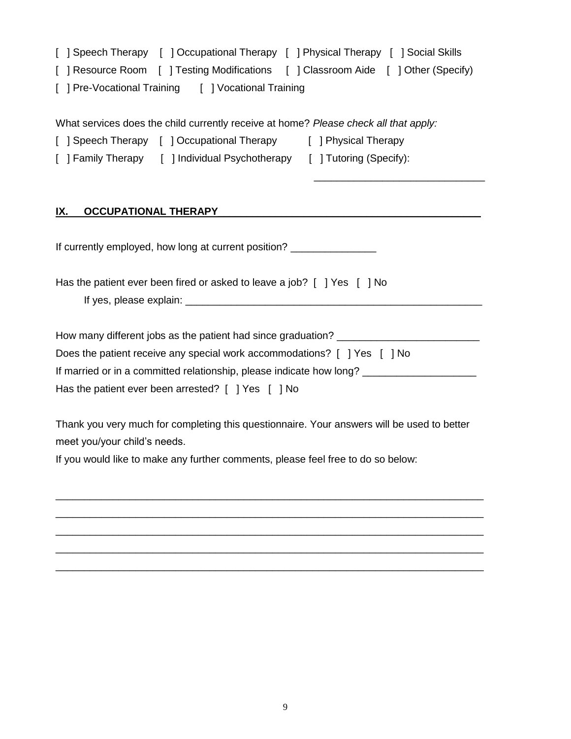[ ] Speech Therapy [ ] Occupational Therapy [ ] Physical Therapy [ ] Social Skills
[ ] Resource Room [ ] Testing Modifications [ ] Classroom Aide [ ] Other (Specify)
[ ] Pre-Vocational Training [ ] Vocational Training

What services does the child currently receive at home? *Please check all that apply:*
[ ] Speech Therapy [ ] Occupational Therapy [ ] Physical Therapy
[ ] Family Therapy [ ] Individual Psychotherapy [ ] Tutoring (Specify):
______________________________

## IX. OCCUPATIONAL THERAPY

If currently employed, how long at current position? _______________

Has the patient ever been fired or asked to leave a job? [ ] Yes [ ] No
If yes, please explain: ______________________________________________________

How many different jobs as the patient had since graduation? _________________________
Does the patient receive any special work accommodations? [ ] Yes [ ] No
If married or in a committed relationship, please indicate how long? ____________________
Has the patient ever been arrested? [ ] Yes [ ] No

Thank you very much for completing this questionnaire. Your answers will be used to better meet you/your child's needs.
If you would like to make any further comments, please feel free to do so below:

_____________________________________________________________________________
_____________________________________________________________________________
_____________________________________________________________________________
_____________________________________________________________________________
_____________________________________________________________________________